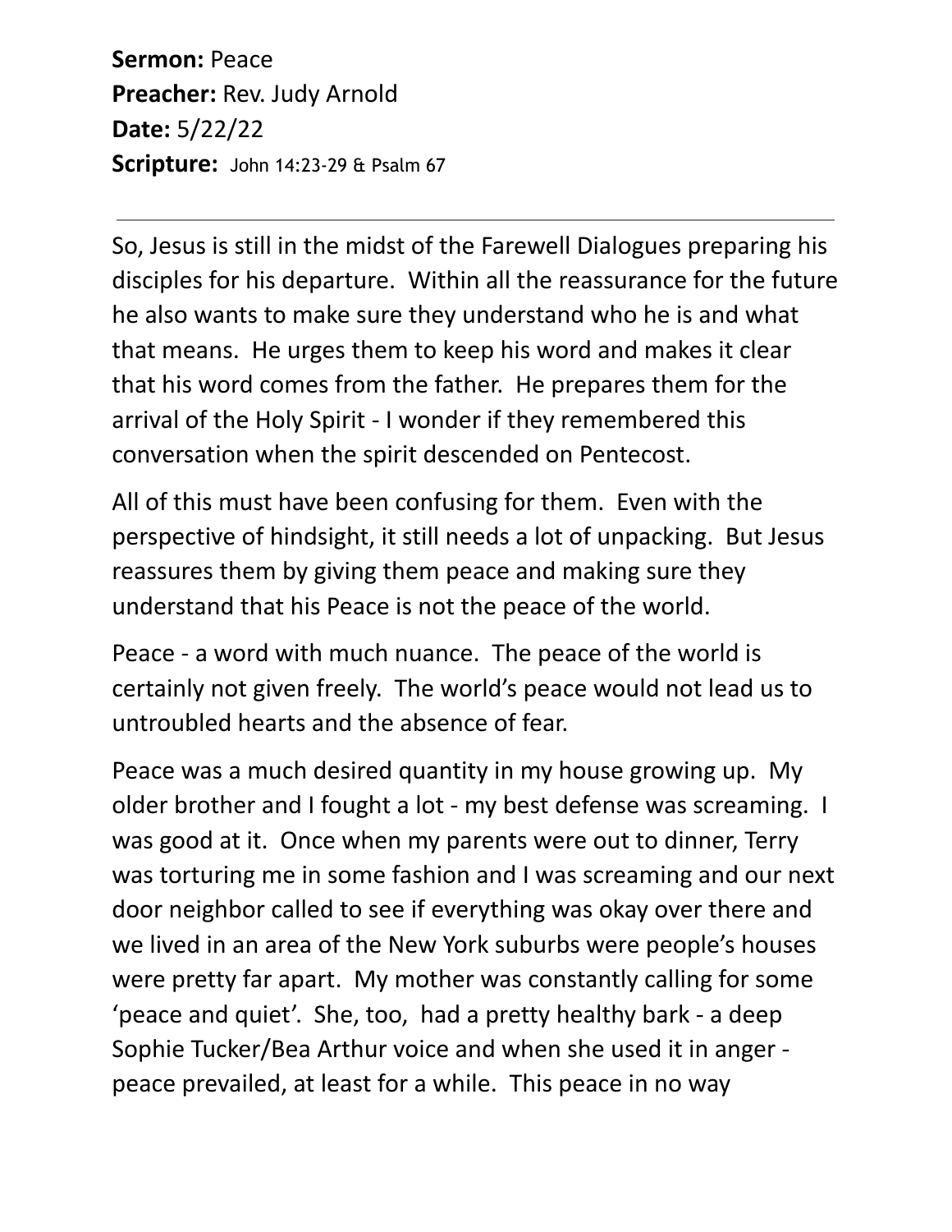**Sermon:** Peace
**Preacher:** Rev. Judy Arnold
**Date:** 5/22/22
**Scripture:** John 14:23-29 & Psalm 67

---

So, Jesus is still in the midst of the Farewell Dialogues preparing his disciples for his departure. Within all the reassurance for the future he also wants to make sure they understand who he is and what that means. He urges them to keep his word and makes it clear that his word comes from the father. He prepares them for the arrival of the Holy Spirit - I wonder if they remembered this conversation when the spirit descended on Pentecost.

All of this must have been confusing for them. Even with the perspective of hindsight, it still needs a lot of unpacking. But Jesus reassures them by giving them peace and making sure they understand that his Peace is not the peace of the world.

Peace - a word with much nuance. The peace of the world is certainly not given freely. The world's peace would not lead us to untroubled hearts and the absence of fear.

Peace was a much desired quantity in my house growing up. My older brother and I fought a lot - my best defense was screaming. I was good at it. Once when my parents were out to dinner, Terry was torturing me in some fashion and I was screaming and our next door neighbor called to see if everything was okay over there and we lived in an area of the New York suburbs were people's houses were pretty far apart. My mother was constantly calling for some 'peace and quiet'. She, too, had a pretty healthy bark - a deep Sophie Tucker/Bea Arthur voice and when she used it in anger - peace prevailed, at least for a while. This peace in no way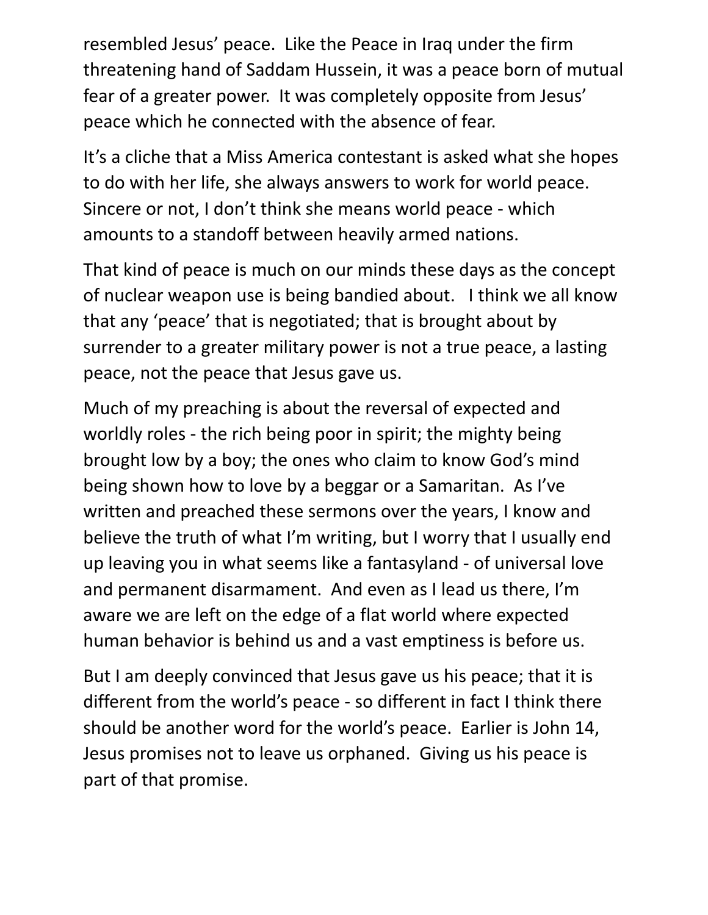resembled Jesus' peace. Like the Peace in Iraq under the firm threatening hand of Saddam Hussein, it was a peace born of mutual fear of a greater power. It was completely opposite from Jesus' peace which he connected with the absence of fear.

It's a cliche that a Miss America contestant is asked what she hopes to do with her life, she always answers to work for world peace. Sincere or not, I don't think she means world peace - which amounts to a standoff between heavily armed nations.

That kind of peace is much on our minds these days as the concept of nuclear weapon use is being bandied about. I think we all know that any 'peace' that is negotiated; that is brought about by surrender to a greater military power is not a true peace, a lasting peace, not the peace that Jesus gave us.

Much of my preaching is about the reversal of expected and worldly roles - the rich being poor in spirit; the mighty being brought low by a boy; the ones who claim to know God's mind being shown how to love by a beggar or a Samaritan. As I've written and preached these sermons over the years, I know and believe the truth of what I'm writing, but I worry that I usually end up leaving you in what seems like a fantasyland - of universal love and permanent disarmament. And even as I lead us there, I'm aware we are left on the edge of a flat world where expected human behavior is behind us and a vast emptiness is before us.

But I am deeply convinced that Jesus gave us his peace; that it is different from the world's peace - so different in fact I think there should be another word for the world's peace. Earlier is John 14, Jesus promises not to leave us orphaned. Giving us his peace is part of that promise.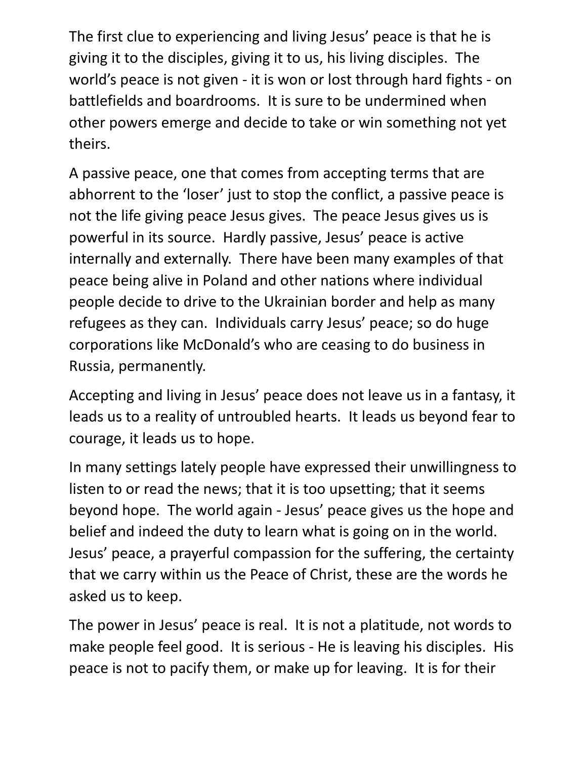The first clue to experiencing and living Jesus' peace is that he is giving it to the disciples, giving it to us, his living disciples. The world's peace is not given - it is won or lost through hard fights - on battlefields and boardrooms. It is sure to be undermined when other powers emerge and decide to take or win something not yet theirs.

A passive peace, one that comes from accepting terms that are abhorrent to the 'loser' just to stop the conflict, a passive peace is not the life giving peace Jesus gives. The peace Jesus gives us is powerful in its source. Hardly passive, Jesus' peace is active internally and externally. There have been many examples of that peace being alive in Poland and other nations where individual people decide to drive to the Ukrainian border and help as many refugees as they can. Individuals carry Jesus' peace; so do huge corporations like McDonald's who are ceasing to do business in Russia, permanently.

Accepting and living in Jesus' peace does not leave us in a fantasy, it leads us to a reality of untroubled hearts. It leads us beyond fear to courage, it leads us to hope.

In many settings lately people have expressed their unwillingness to listen to or read the news; that it is too upsetting; that it seems beyond hope. The world again - Jesus' peace gives us the hope and belief and indeed the duty to learn what is going on in the world. Jesus' peace, a prayerful compassion for the suffering, the certainty that we carry within us the Peace of Christ, these are the words he asked us to keep.

The power in Jesus' peace is real. It is not a platitude, not words to make people feel good. It is serious - He is leaving his disciples. His peace is not to pacify them, or make up for leaving. It is for their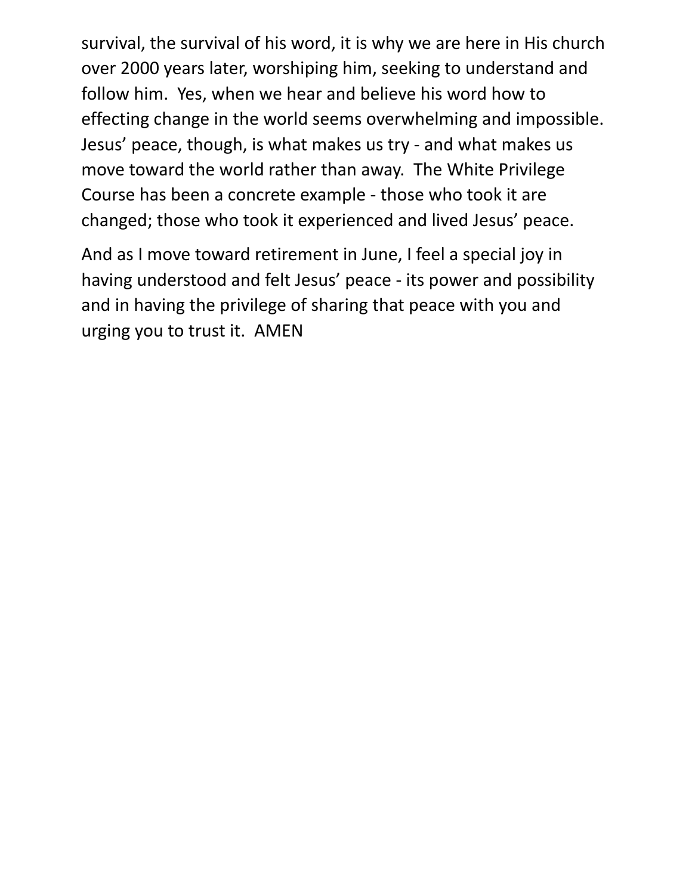survival, the survival of his word, it is why we are here in His church over 2000 years later, worshiping him, seeking to understand and follow him. Yes, when we hear and believe his word how to effecting change in the world seems overwhelming and impossible. Jesus' peace, though, is what makes us try - and what makes us move toward the world rather than away. The White Privilege Course has been a concrete example - those who took it are changed; those who took it experienced and lived Jesus' peace.

And as I move toward retirement in June, I feel a special joy in having understood and felt Jesus' peace - its power and possibility and in having the privilege of sharing that peace with you and urging you to trust it. AMEN